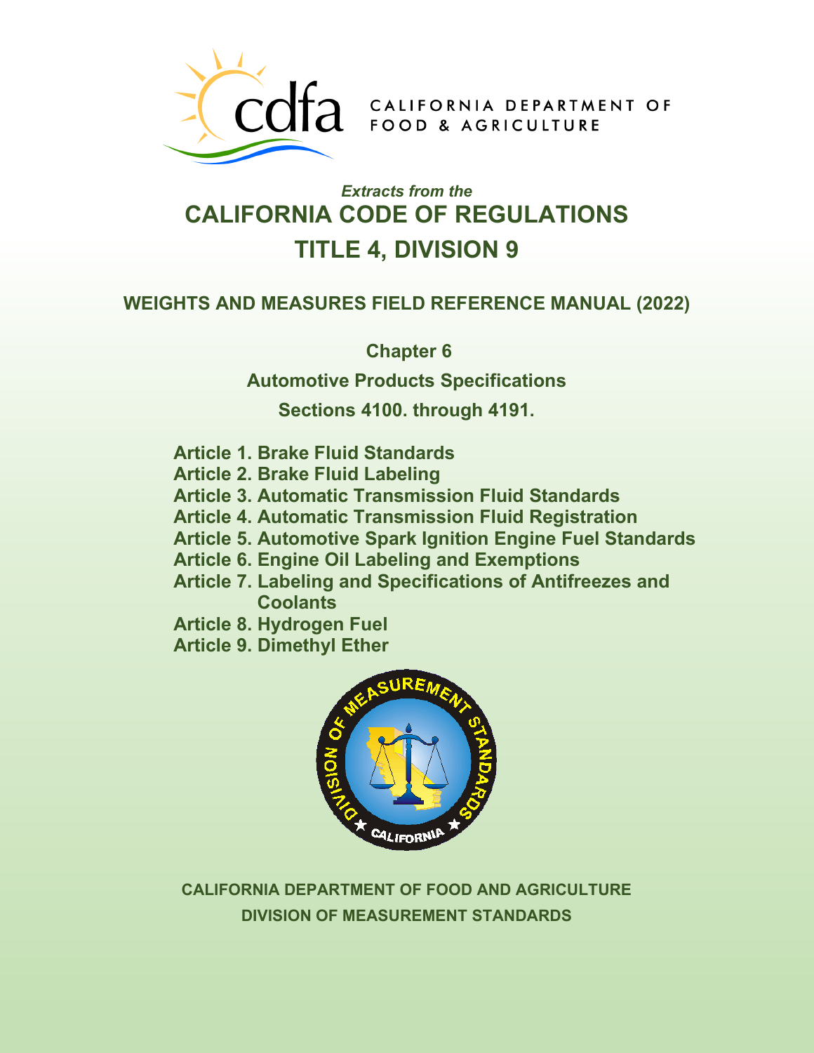CALIFORNIA DEPARTMENT OF FOOD & AGRICULTURE

*Extracts from the*

# CALIFORNIA CODE OF REGULATIONS

# TITLE 4, DIVISION 9

## WEIGHTS AND MEASURES FIELD REFERENCE MANUAL (2022)

**Chapter 6**

**Automotive Products Specifications**

**Sections 4100. through 4191.**

- **Article 1. Brake Fluid Standards**
- **Article 2. Brake Fluid Labeling**
- **Article 3. Automatic Transmission Fluid Standards**
- **Article 4. Automatic Transmission Fluid Registration**
- **Article 5. Automotive Spark Ignition Engine Fuel Standards**
- **Article 6. Engine Oil Labeling and Exemptions**
- **Article 7. Labeling and Specifications of Antifreezes and Coolants**
- **Article 8. Hydrogen Fuel**
- **Article 9. Dimethyl Ether**

**CALIFORNIA DEPARTMENT OF FOOD AND AGRICULTURE**

**DIVISION OF MEASUREMENT STANDARDS**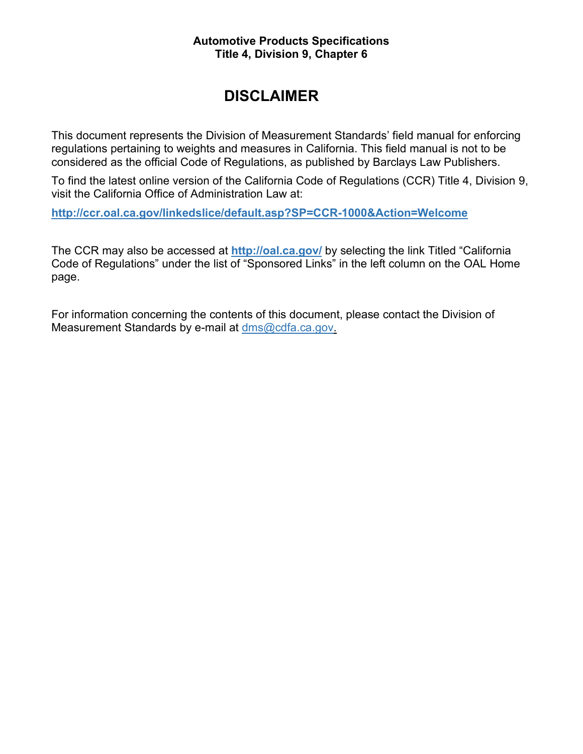**Automotive Products Specifications**
**Title 4, Division 9, Chapter 6**

# DISCLAIMER

This document represents the Division of Measurement Standards' field manual for enforcing regulations pertaining to weights and measures in California. This field manual is not to be considered as the official Code of Regulations, as published by Barclays Law Publishers.

To find the latest online version of the California Code of Regulations (CCR) Title 4, Division 9, visit the California Office of Administration Law at:

**http://ccr.oal.ca.gov/linkedslice/default.asp?SP=CCR-1000&Action=Welcome**

The CCR may also be accessed at **http://oal.ca.gov/** by selecting the link Titled "California Code of Regulations" under the list of "Sponsored Links" in the left column on the OAL Home page.

For information concerning the contents of this document, please contact the Division of Measurement Standards by e-mail at dms@cdfa.ca.gov.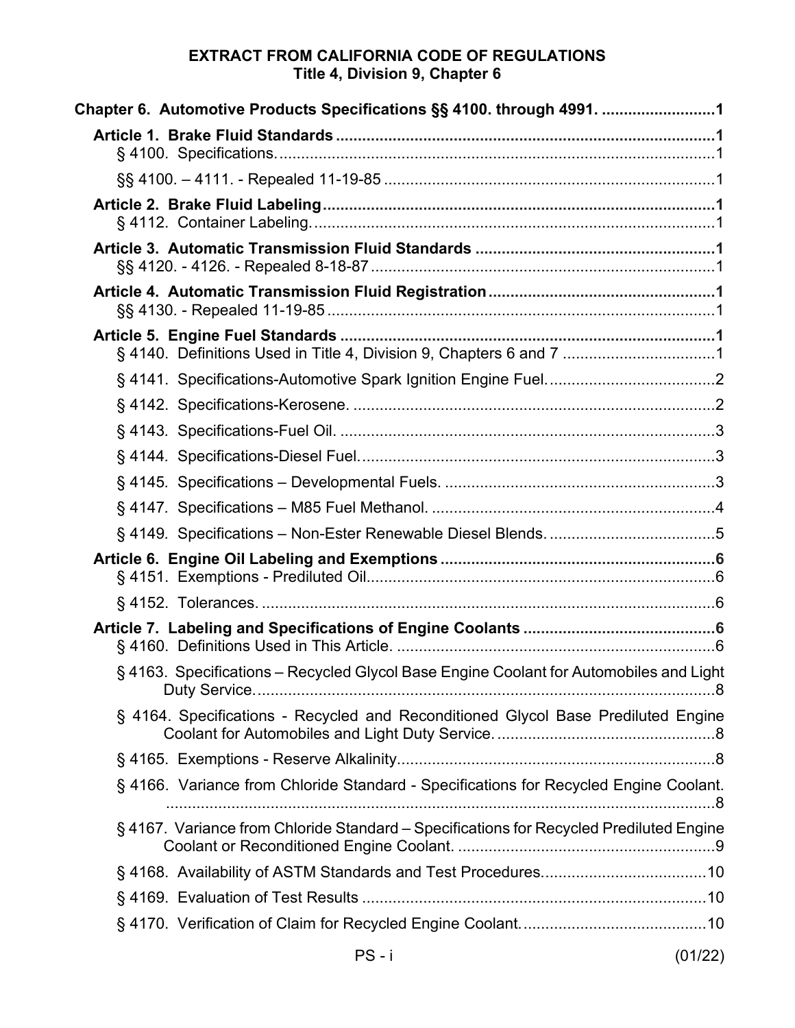**EXTRACT FROM CALIFORNIA CODE OF REGULATIONS**
**Title 4, Division 9, Chapter 6**

**Chapter 6. Automotive Products Specifications §§ 4100. through 4991.** ........................1

**Article 1. Brake Fluid Standards** ........................1

§ 4100. Specifications. ........................1

§§ 4100. – 4111. - Repealed 11-19-85 ........................1

**Article 2. Brake Fluid Labeling** ........................1

§ 4112. Container Labeling. ........................1

**Article 3. Automatic Transmission Fluid Standards** ........................1

§§ 4120. - 4126. - Repealed 8-18-87 ........................1

**Article 4. Automatic Transmission Fluid Registration** ........................1

§§ 4130. - Repealed 11-19-85 ........................1

**Article 5. Engine Fuel Standards** ........................1

§ 4140. Definitions Used in Title 4, Division 9, Chapters 6 and 7 ........................1

§ 4141. Specifications-Automotive Spark Ignition Engine Fuel. ........................2

§ 4142. Specifications-Kerosene. ........................2

§ 4143. Specifications-Fuel Oil. ........................3

§ 4144. Specifications-Diesel Fuel. ........................3

§ 4145. Specifications – Developmental Fuels. ........................3

§ 4147. Specifications – M85 Fuel Methanol. ........................4

§ 4149. Specifications – Non-Ester Renewable Diesel Blends. ........................5

**Article 6. Engine Oil Labeling and Exemptions** ........................6

§ 4151. Exemptions - Prediluted Oil. ........................6

§ 4152. Tolerances. ........................6

**Article 7. Labeling and Specifications of Engine Coolants** ........................6

§ 4160. Definitions Used in This Article. ........................6

§ 4163. Specifications – Recycled Glycol Base Engine Coolant for Automobiles and Light Duty Service. ........................8

§ 4164. Specifications - Recycled and Reconditioned Glycol Base Prediluted Engine Coolant for Automobiles and Light Duty Service. ........................8

§ 4165. Exemptions - Reserve Alkalinity. ........................8

§ 4166. Variance from Chloride Standard - Specifications for Recycled Engine Coolant. ........................8

§ 4167. Variance from Chloride Standard – Specifications for Recycled Prediluted Engine Coolant or Reconditioned Engine Coolant. ........................9

§ 4168. Availability of ASTM Standards and Test Procedures. ........................10

§ 4169. Evaluation of Test Results ........................10

§ 4170. Verification of Claim for Recycled Engine Coolant. ........................10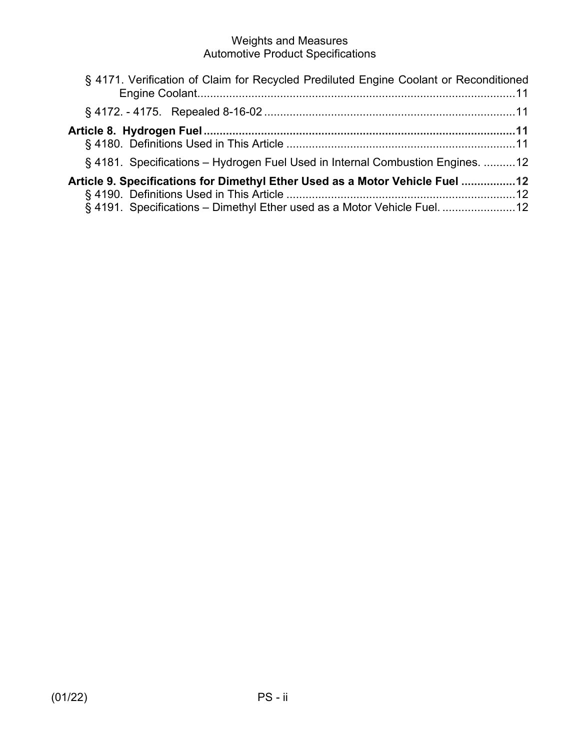§ 4171. Verification of Claim for Recycled Prediluted Engine Coolant or Reconditioned Engine Coolant....11

§ 4172. - 4175. Repealed 8-16-02....11

**Article 8. Hydrogen Fuel....11**

§ 4180. Definitions Used in This Article....11

§ 4181. Specifications – Hydrogen Fuel Used in Internal Combustion Engines....12

**Article 9. Specifications for Dimethyl Ether Used as a Motor Vehicle Fuel....12**

§ 4190. Definitions Used in This Article....12

§ 4191. Specifications – Dimethyl Ether used as a Motor Vehicle Fuel....12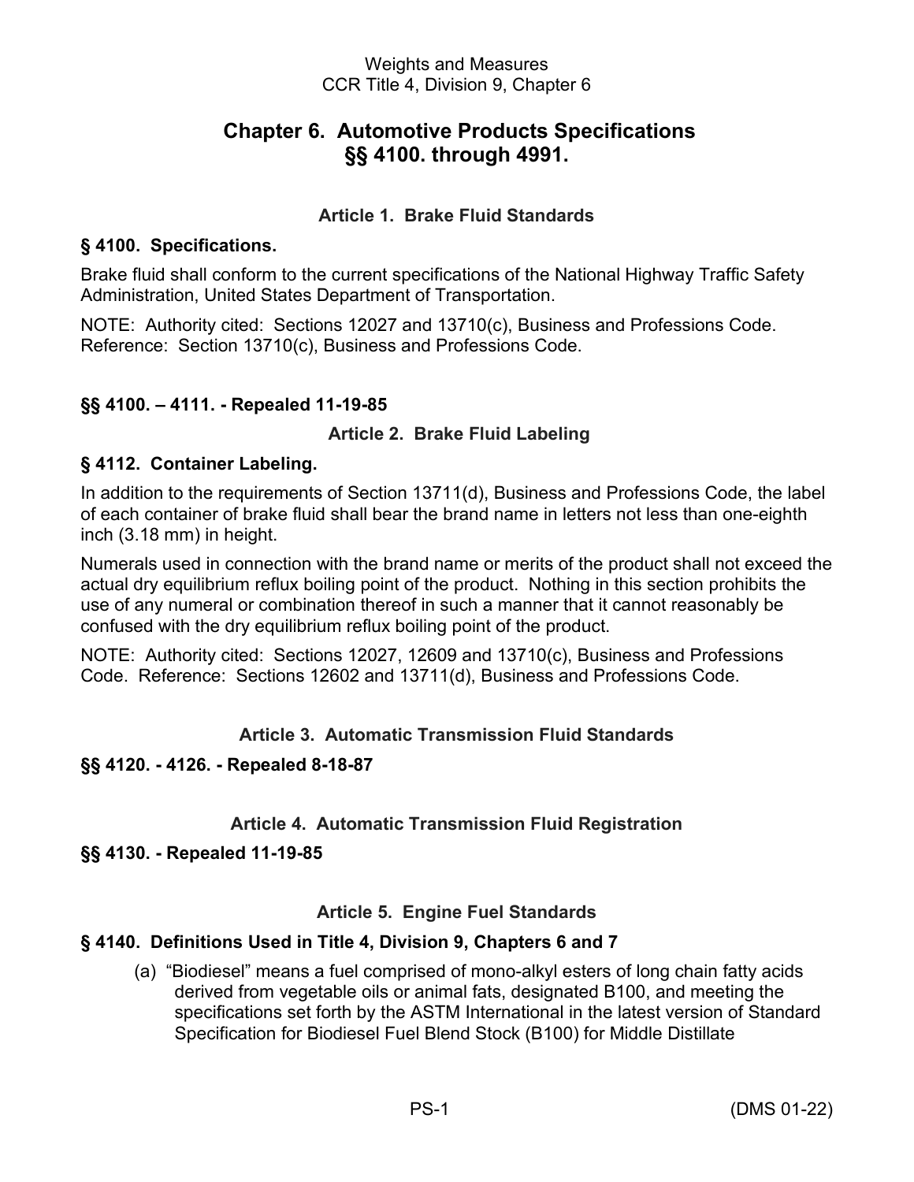# Chapter 6. Automotive Products Specifications §§ 4100. through 4991.

## Article 1. Brake Fluid Standards

### § 4100. Specifications.

Brake fluid shall conform to the current specifications of the National Highway Traffic Safety Administration, United States Department of Transportation.

NOTE: Authority cited: Sections 12027 and 13710(c), Business and Professions Code. Reference: Section 13710(c), Business and Professions Code.

### §§ 4100. – 4111. - Repealed 11-19-85

## Article 2. Brake Fluid Labeling

### § 4112. Container Labeling.

In addition to the requirements of Section 13711(d), Business and Professions Code, the label of each container of brake fluid shall bear the brand name in letters not less than one-eighth inch (3.18 mm) in height.

Numerals used in connection with the brand name or merits of the product shall not exceed the actual dry equilibrium reflux boiling point of the product. Nothing in this section prohibits the use of any numeral or combination thereof in such a manner that it cannot reasonably be confused with the dry equilibrium reflux boiling point of the product.

NOTE: Authority cited: Sections 12027, 12609 and 13710(c), Business and Professions Code. Reference: Sections 12602 and 13711(d), Business and Professions Code.

## Article 3. Automatic Transmission Fluid Standards

### §§ 4120. - 4126. - Repealed 8-18-87

## Article 4. Automatic Transmission Fluid Registration

### §§ 4130. - Repealed 11-19-85

## Article 5. Engine Fuel Standards

### § 4140. Definitions Used in Title 4, Division 9, Chapters 6 and 7

(a) "Biodiesel" means a fuel comprised of mono-alkyl esters of long chain fatty acids derived from vegetable oils or animal fats, designated B100, and meeting the specifications set forth by the ASTM International in the latest version of Standard Specification for Biodiesel Fuel Blend Stock (B100) for Middle Distillate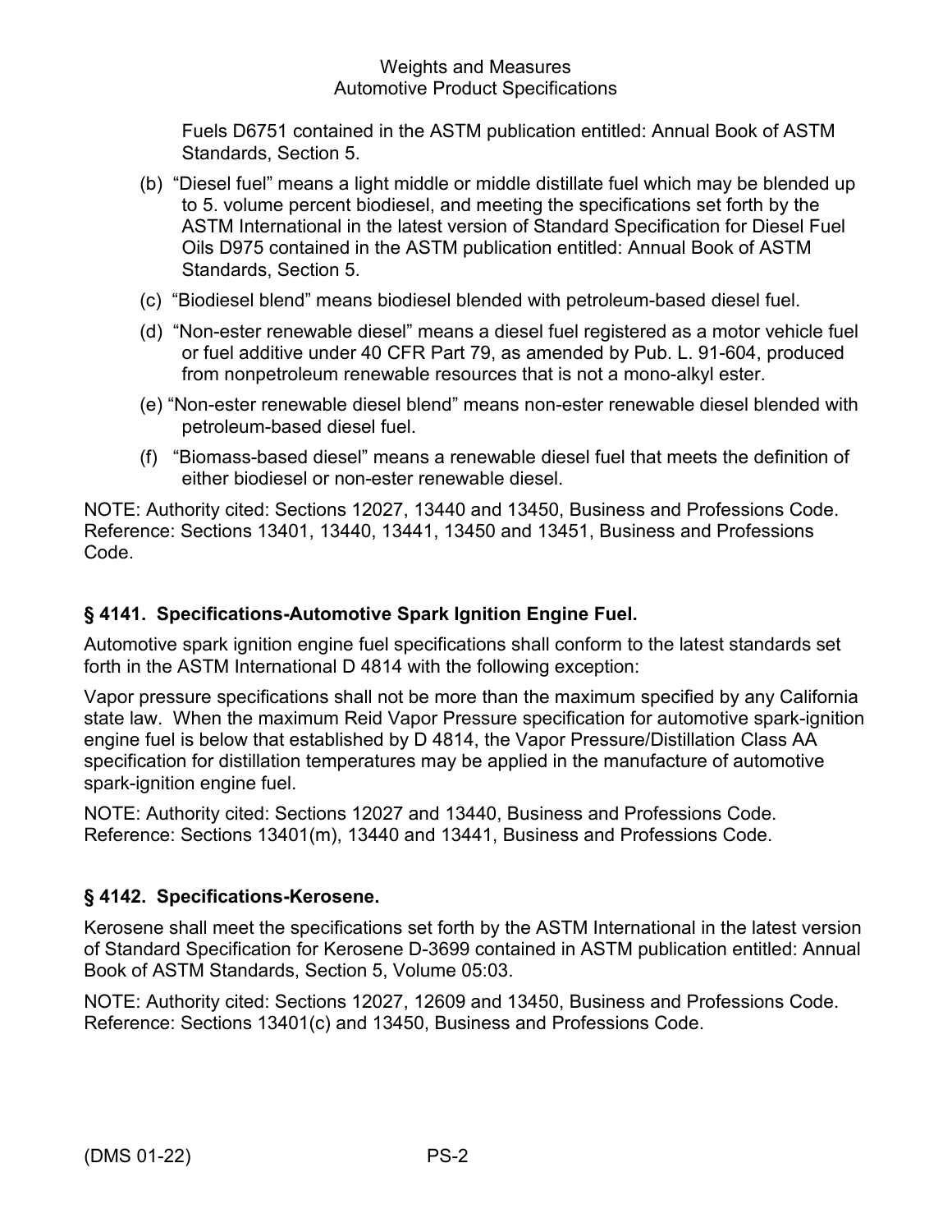Fuels D6751 contained in the ASTM publication entitled: Annual Book of ASTM Standards, Section 5.

(b) "Diesel fuel" means a light middle or middle distillate fuel which may be blended up to 5. volume percent biodiesel, and meeting the specifications set forth by the ASTM International in the latest version of Standard Specification for Diesel Fuel Oils D975 contained in the ASTM publication entitled: Annual Book of ASTM Standards, Section 5.

(c) "Biodiesel blend" means biodiesel blended with petroleum-based diesel fuel.

(d) "Non-ester renewable diesel" means a diesel fuel registered as a motor vehicle fuel or fuel additive under 40 CFR Part 79, as amended by Pub. L. 91-604, produced from nonpetroleum renewable resources that is not a mono-alkyl ester.

(e) "Non-ester renewable diesel blend" means non-ester renewable diesel blended with petroleum-based diesel fuel.

(f) "Biomass-based diesel" means a renewable diesel fuel that meets the definition of either biodiesel or non-ester renewable diesel.

NOTE: Authority cited: Sections 12027, 13440 and 13450, Business and Professions Code. Reference: Sections 13401, 13440, 13441, 13450 and 13451, Business and Professions Code.

### § 4141. Specifications-Automotive Spark Ignition Engine Fuel.

Automotive spark ignition engine fuel specifications shall conform to the latest standards set forth in the ASTM International D 4814 with the following exception:

Vapor pressure specifications shall not be more than the maximum specified by any California state law. When the maximum Reid Vapor Pressure specification for automotive spark-ignition engine fuel is below that established by D 4814, the Vapor Pressure/Distillation Class AA specification for distillation temperatures may be applied in the manufacture of automotive spark-ignition engine fuel.

NOTE: Authority cited: Sections 12027 and 13440, Business and Professions Code. Reference: Sections 13401(m), 13440 and 13441, Business and Professions Code.

### § 4142. Specifications-Kerosene.

Kerosene shall meet the specifications set forth by the ASTM International in the latest version of Standard Specification for Kerosene D-3699 contained in ASTM publication entitled: Annual Book of ASTM Standards, Section 5, Volume 05:03.

NOTE: Authority cited: Sections 12027, 12609 and 13450, Business and Professions Code. Reference: Sections 13401(c) and 13450, Business and Professions Code.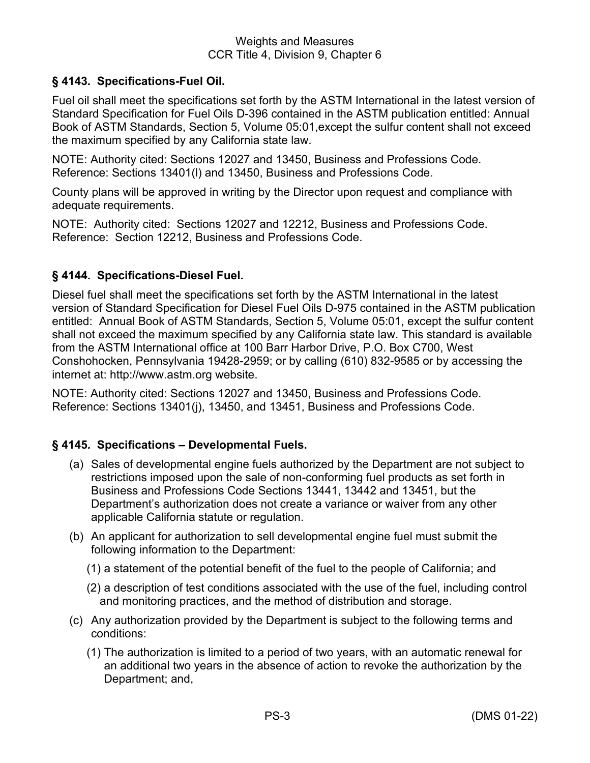### § 4143. Specifications-Fuel Oil.

Fuel oil shall meet the specifications set forth by the ASTM International in the latest version of Standard Specification for Fuel Oils D-396 contained in the ASTM publication entitled: Annual Book of ASTM Standards, Section 5, Volume 05:01,except the sulfur content shall not exceed the maximum specified by any California state law.

NOTE: Authority cited: Sections 12027 and 13450, Business and Professions Code. Reference: Sections 13401(l) and 13450, Business and Professions Code.

County plans will be approved in writing by the Director upon request and compliance with adequate requirements.

NOTE: Authority cited: Sections 12027 and 12212, Business and Professions Code. Reference: Section 12212, Business and Professions Code.

### § 4144. Specifications-Diesel Fuel.

Diesel fuel shall meet the specifications set forth by the ASTM International in the latest version of Standard Specification for Diesel Fuel Oils D-975 contained in the ASTM publication entitled: Annual Book of ASTM Standards, Section 5, Volume 05:01, except the sulfur content shall not exceed the maximum specified by any California state law. This standard is available from the ASTM International office at 100 Barr Harbor Drive, P.O. Box C700, West Conshohocken, Pennsylvania 19428-2959; or by calling (610) 832-9585 or by accessing the internet at: http://www.astm.org website.

NOTE: Authority cited: Sections 12027 and 13450, Business and Professions Code. Reference: Sections 13401(j), 13450, and 13451, Business and Professions Code.

### § 4145. Specifications – Developmental Fuels.

(a) Sales of developmental engine fuels authorized by the Department are not subject to restrictions imposed upon the sale of non-conforming fuel products as set forth in Business and Professions Code Sections 13441, 13442 and 13451, but the Department's authorization does not create a variance or waiver from any other applicable California statute or regulation.

(b) An applicant for authorization to sell developmental engine fuel must submit the following information to the Department:

(1) a statement of the potential benefit of the fuel to the people of California; and

(2) a description of test conditions associated with the use of the fuel, including control and monitoring practices, and the method of distribution and storage.

(c) Any authorization provided by the Department is subject to the following terms and conditions:

(1) The authorization is limited to a period of two years, with an automatic renewal for an additional two years in the absence of action to revoke the authorization by the Department; and,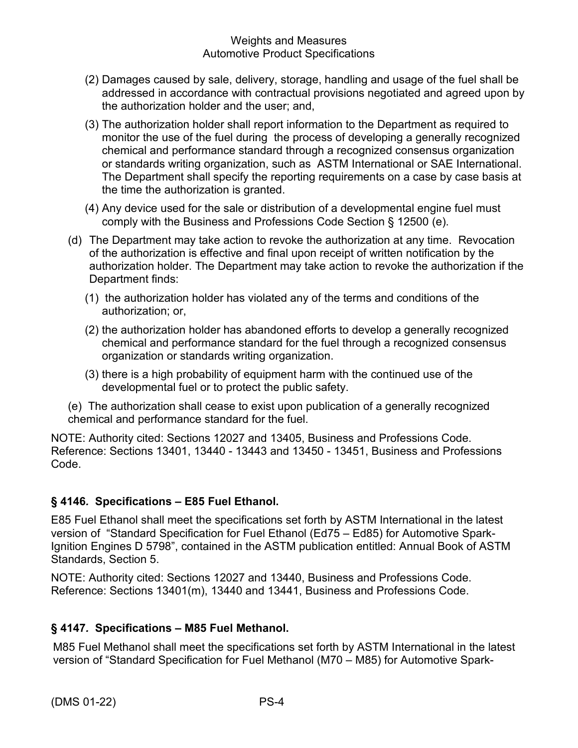(2) Damages caused by sale, delivery, storage, handling and usage of the fuel shall be addressed in accordance with contractual provisions negotiated and agreed upon by the authorization holder and the user; and,

(3) The authorization holder shall report information to the Department as required to monitor the use of the fuel during the process of developing a generally recognized chemical and performance standard through a recognized consensus organization or standards writing organization, such as ASTM International or SAE International. The Department shall specify the reporting requirements on a case by case basis at the time the authorization is granted.

(4) Any device used for the sale or distribution of a developmental engine fuel must comply with the Business and Professions Code Section § 12500 (e).

(d) The Department may take action to revoke the authorization at any time. Revocation of the authorization is effective and final upon receipt of written notification by the authorization holder. The Department may take action to revoke the authorization if the Department finds:

(1) the authorization holder has violated any of the terms and conditions of the authorization; or,

(2) the authorization holder has abandoned efforts to develop a generally recognized chemical and performance standard for the fuel through a recognized consensus organization or standards writing organization.

(3) there is a high probability of equipment harm with the continued use of the developmental fuel or to protect the public safety.

(e) The authorization shall cease to exist upon publication of a generally recognized chemical and performance standard for the fuel.

NOTE: Authority cited: Sections 12027 and 13405, Business and Professions Code. Reference: Sections 13401, 13440 - 13443 and 13450 - 13451, Business and Professions Code.

### § 4146. Specifications – E85 Fuel Ethanol.

E85 Fuel Ethanol shall meet the specifications set forth by ASTM International in the latest version of "Standard Specification for Fuel Ethanol (Ed75 – Ed85) for Automotive Spark-Ignition Engines D 5798", contained in the ASTM publication entitled: Annual Book of ASTM Standards, Section 5.

NOTE: Authority cited: Sections 12027 and 13440, Business and Professions Code. Reference: Sections 13401(m), 13440 and 13441, Business and Professions Code.

### § 4147. Specifications – M85 Fuel Methanol.

M85 Fuel Methanol shall meet the specifications set forth by ASTM International in the latest version of "Standard Specification for Fuel Methanol (M70 – M85) for Automotive Spark-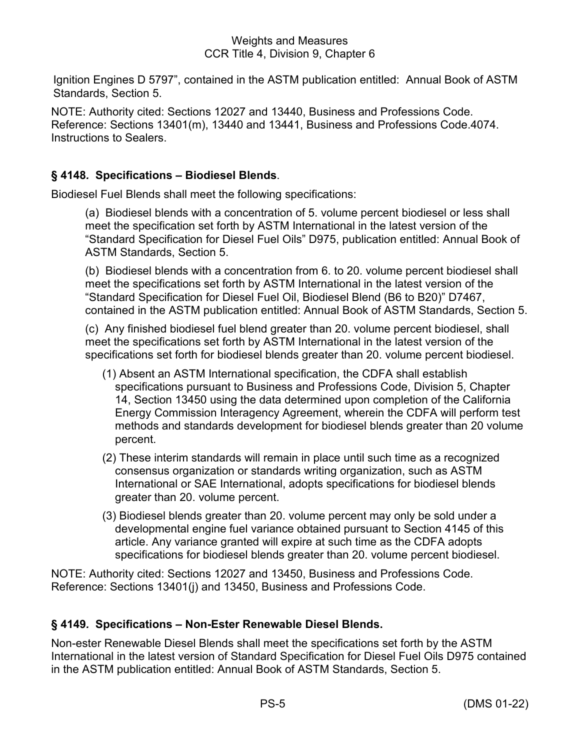Ignition Engines D 5797", contained in the ASTM publication entitled: Annual Book of ASTM Standards, Section 5.

NOTE: Authority cited: Sections 12027 and 13440, Business and Professions Code. Reference: Sections 13401(m), 13440 and 13441, Business and Professions Code.4074. Instructions to Sealers.

### § 4148. Specifications – Biodiesel Blends.

Biodiesel Fuel Blends shall meet the following specifications:

(a) Biodiesel blends with a concentration of 5. volume percent biodiesel or less shall meet the specification set forth by ASTM International in the latest version of the "Standard Specification for Diesel Fuel Oils" D975, publication entitled: Annual Book of ASTM Standards, Section 5.

(b) Biodiesel blends with a concentration from 6. to 20. volume percent biodiesel shall meet the specifications set forth by ASTM International in the latest version of the "Standard Specification for Diesel Fuel Oil, Biodiesel Blend (B6 to B20)" D7467, contained in the ASTM publication entitled: Annual Book of ASTM Standards, Section 5.

(c) Any finished biodiesel fuel blend greater than 20. volume percent biodiesel, shall meet the specifications set forth by ASTM International in the latest version of the specifications set forth for biodiesel blends greater than 20. volume percent biodiesel.

(1) Absent an ASTM International specification, the CDFA shall establish specifications pursuant to Business and Professions Code, Division 5, Chapter 14, Section 13450 using the data determined upon completion of the California Energy Commission Interagency Agreement, wherein the CDFA will perform test methods and standards development for biodiesel blends greater than 20 volume percent.

(2) These interim standards will remain in place until such time as a recognized consensus organization or standards writing organization, such as ASTM International or SAE International, adopts specifications for biodiesel blends greater than 20. volume percent.

(3) Biodiesel blends greater than 20. volume percent may only be sold under a developmental engine fuel variance obtained pursuant to Section 4145 of this article. Any variance granted will expire at such time as the CDFA adopts specifications for biodiesel blends greater than 20. volume percent biodiesel.

NOTE: Authority cited: Sections 12027 and 13450, Business and Professions Code. Reference: Sections 13401(j) and 13450, Business and Professions Code.

### § 4149. Specifications – Non-Ester Renewable Diesel Blends.

Non-ester Renewable Diesel Blends shall meet the specifications set forth by the ASTM International in the latest version of Standard Specification for Diesel Fuel Oils D975 contained in the ASTM publication entitled: Annual Book of ASTM Standards, Section 5.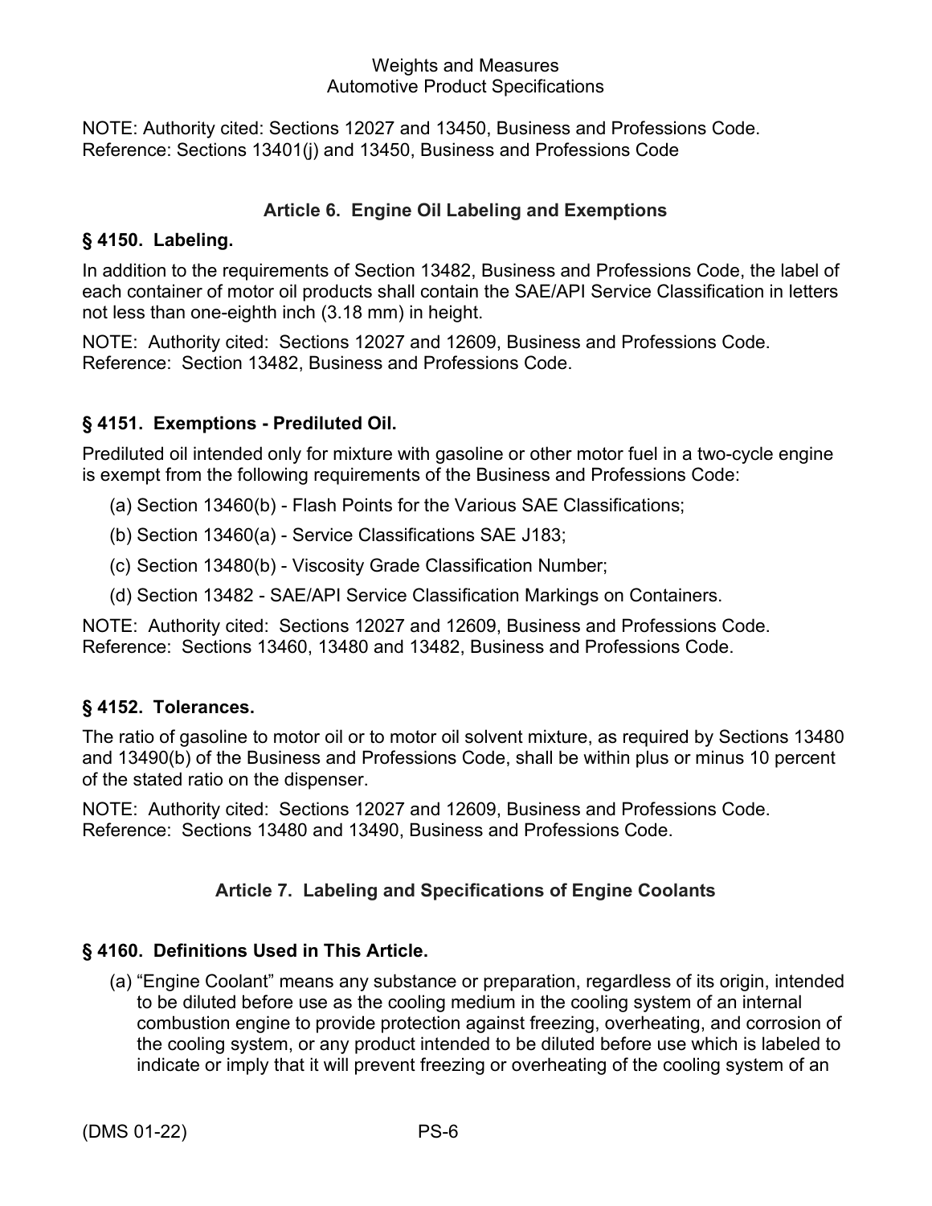NOTE: Authority cited: Sections 12027 and 13450, Business and Professions Code. Reference: Sections 13401(j) and 13450, Business and Professions Code

## Article 6. Engine Oil Labeling and Exemptions

### § 4150. Labeling.

In addition to the requirements of Section 13482, Business and Professions Code, the label of each container of motor oil products shall contain the SAE/API Service Classification in letters not less than one-eighth inch (3.18 mm) in height.

NOTE: Authority cited: Sections 12027 and 12609, Business and Professions Code. Reference: Section 13482, Business and Professions Code.

### § 4151. Exemptions - Prediluted Oil.

Prediluted oil intended only for mixture with gasoline or other motor fuel in a two-cycle engine is exempt from the following requirements of the Business and Professions Code:

(a) Section 13460(b) - Flash Points for the Various SAE Classifications;

(b) Section 13460(a) - Service Classifications SAE J183;

(c) Section 13480(b) - Viscosity Grade Classification Number;

(d) Section 13482 - SAE/API Service Classification Markings on Containers.

NOTE: Authority cited: Sections 12027 and 12609, Business and Professions Code. Reference: Sections 13460, 13480 and 13482, Business and Professions Code.

### § 4152. Tolerances.

The ratio of gasoline to motor oil or to motor oil solvent mixture, as required by Sections 13480 and 13490(b) of the Business and Professions Code, shall be within plus or minus 10 percent of the stated ratio on the dispenser.

NOTE: Authority cited: Sections 12027 and 12609, Business and Professions Code. Reference: Sections 13480 and 13490, Business and Professions Code.

## Article 7. Labeling and Specifications of Engine Coolants

### § 4160. Definitions Used in This Article.

(a) "Engine Coolant" means any substance or preparation, regardless of its origin, intended to be diluted before use as the cooling medium in the cooling system of an internal combustion engine to provide protection against freezing, overheating, and corrosion of the cooling system, or any product intended to be diluted before use which is labeled to indicate or imply that it will prevent freezing or overheating of the cooling system of an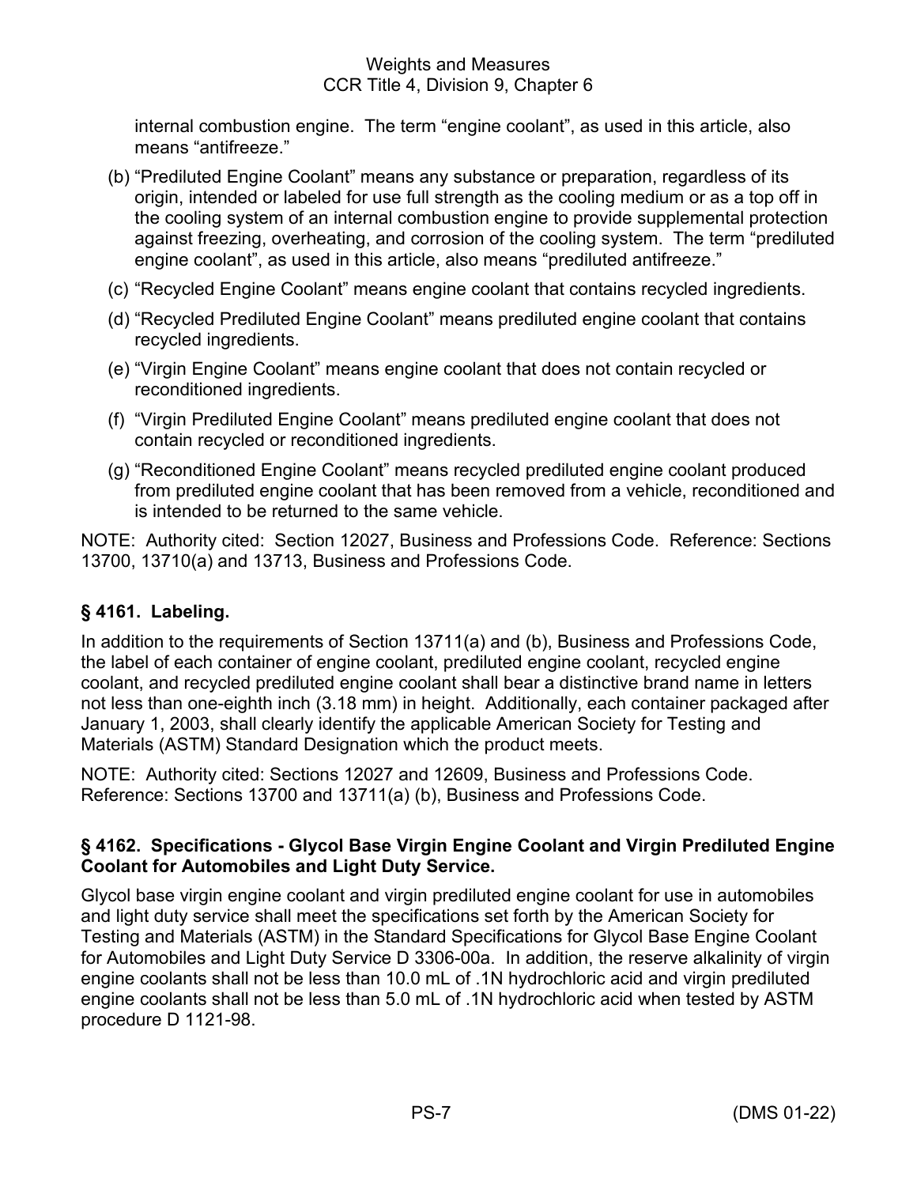internal combustion engine. The term “engine coolant”, as used in this article, also means “antifreeze.”

(b) “Prediluted Engine Coolant” means any substance or preparation, regardless of its origin, intended or labeled for use full strength as the cooling medium or as a top off in the cooling system of an internal combustion engine to provide supplemental protection against freezing, overheating, and corrosion of the cooling system. The term “prediluted engine coolant”, as used in this article, also means “prediluted antifreeze.”

(c) “Recycled Engine Coolant” means engine coolant that contains recycled ingredients.

(d) “Recycled Prediluted Engine Coolant” means prediluted engine coolant that contains recycled ingredients.

(e) “Virgin Engine Coolant” means engine coolant that does not contain recycled or reconditioned ingredients.

(f) “Virgin Prediluted Engine Coolant” means prediluted engine coolant that does not contain recycled or reconditioned ingredients.

(g) “Reconditioned Engine Coolant” means recycled prediluted engine coolant produced from prediluted engine coolant that has been removed from a vehicle, reconditioned and is intended to be returned to the same vehicle.

NOTE: Authority cited: Section 12027, Business and Professions Code. Reference: Sections 13700, 13710(a) and 13713, Business and Professions Code.

## § 4161. Labeling.

In addition to the requirements of Section 13711(a) and (b), Business and Professions Code, the label of each container of engine coolant, prediluted engine coolant, recycled engine coolant, and recycled prediluted engine coolant shall bear a distinctive brand name in letters not less than one-eighth inch (3.18 mm) in height. Additionally, each container packaged after January 1, 2003, shall clearly identify the applicable American Society for Testing and Materials (ASTM) Standard Designation which the product meets.

NOTE: Authority cited: Sections 12027 and 12609, Business and Professions Code. Reference: Sections 13700 and 13711(a) (b), Business and Professions Code.

## § 4162. Specifications - Glycol Base Virgin Engine Coolant and Virgin Prediluted Engine Coolant for Automobiles and Light Duty Service.

Glycol base virgin engine coolant and virgin prediluted engine coolant for use in automobiles and light duty service shall meet the specifications set forth by the American Society for Testing and Materials (ASTM) in the Standard Specifications for Glycol Base Engine Coolant for Automobiles and Light Duty Service D 3306-00a. In addition, the reserve alkalinity of virgin engine coolants shall not be less than 10.0 mL of .1N hydrochloric acid and virgin prediluted engine coolants shall not be less than 5.0 mL of .1N hydrochloric acid when tested by ASTM procedure D 1121-98.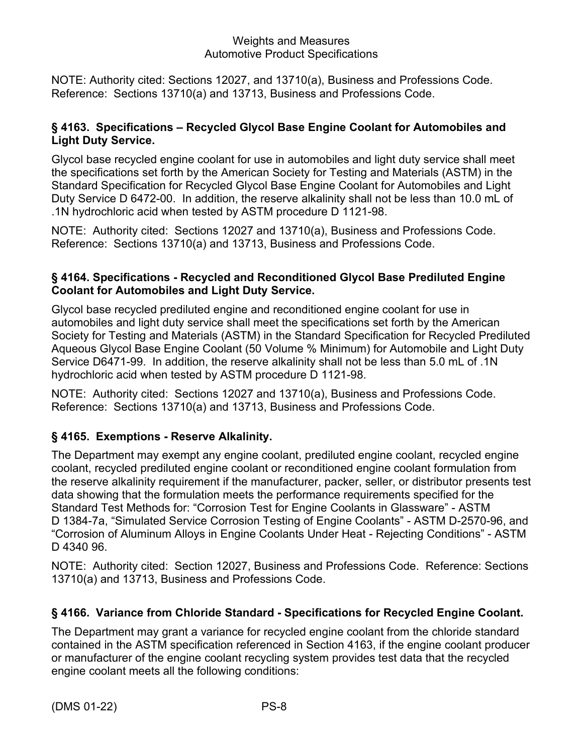NOTE: Authority cited: Sections 12027, and 13710(a), Business and Professions Code. Reference: Sections 13710(a) and 13713, Business and Professions Code.

### § 4163. Specifications – Recycled Glycol Base Engine Coolant for Automobiles and Light Duty Service.

Glycol base recycled engine coolant for use in automobiles and light duty service shall meet the specifications set forth by the American Society for Testing and Materials (ASTM) in the Standard Specification for Recycled Glycol Base Engine Coolant for Automobiles and Light Duty Service D 6472-00. In addition, the reserve alkalinity shall not be less than 10.0 mL of .1N hydrochloric acid when tested by ASTM procedure D 1121-98.

NOTE: Authority cited: Sections 12027 and 13710(a), Business and Professions Code. Reference: Sections 13710(a) and 13713, Business and Professions Code.

### § 4164. Specifications - Recycled and Reconditioned Glycol Base Prediluted Engine Coolant for Automobiles and Light Duty Service.

Glycol base recycled prediluted engine and reconditioned engine coolant for use in automobiles and light duty service shall meet the specifications set forth by the American Society for Testing and Materials (ASTM) in the Standard Specification for Recycled Prediluted Aqueous Glycol Base Engine Coolant (50 Volume % Minimum) for Automobile and Light Duty Service D6471-99. In addition, the reserve alkalinity shall not be less than 5.0 mL of .1N hydrochloric acid when tested by ASTM procedure D 1121-98.

NOTE: Authority cited: Sections 12027 and 13710(a), Business and Professions Code. Reference: Sections 13710(a) and 13713, Business and Professions Code.

### § 4165. Exemptions - Reserve Alkalinity.

The Department may exempt any engine coolant, prediluted engine coolant, recycled engine coolant, recycled prediluted engine coolant or reconditioned engine coolant formulation from the reserve alkalinity requirement if the manufacturer, packer, seller, or distributor presents test data showing that the formulation meets the performance requirements specified for the Standard Test Methods for: "Corrosion Test for Engine Coolants in Glassware" - ASTM D 1384-7a, "Simulated Service Corrosion Testing of Engine Coolants" - ASTM D-2570-96, and "Corrosion of Aluminum Alloys in Engine Coolants Under Heat - Rejecting Conditions" - ASTM D 4340 96.

NOTE: Authority cited: Section 12027, Business and Professions Code. Reference: Sections 13710(a) and 13713, Business and Professions Code.

### § 4166. Variance from Chloride Standard - Specifications for Recycled Engine Coolant.

The Department may grant a variance for recycled engine coolant from the chloride standard contained in the ASTM specification referenced in Section 4163, if the engine coolant producer or manufacturer of the engine coolant recycling system provides test data that the recycled engine coolant meets all the following conditions: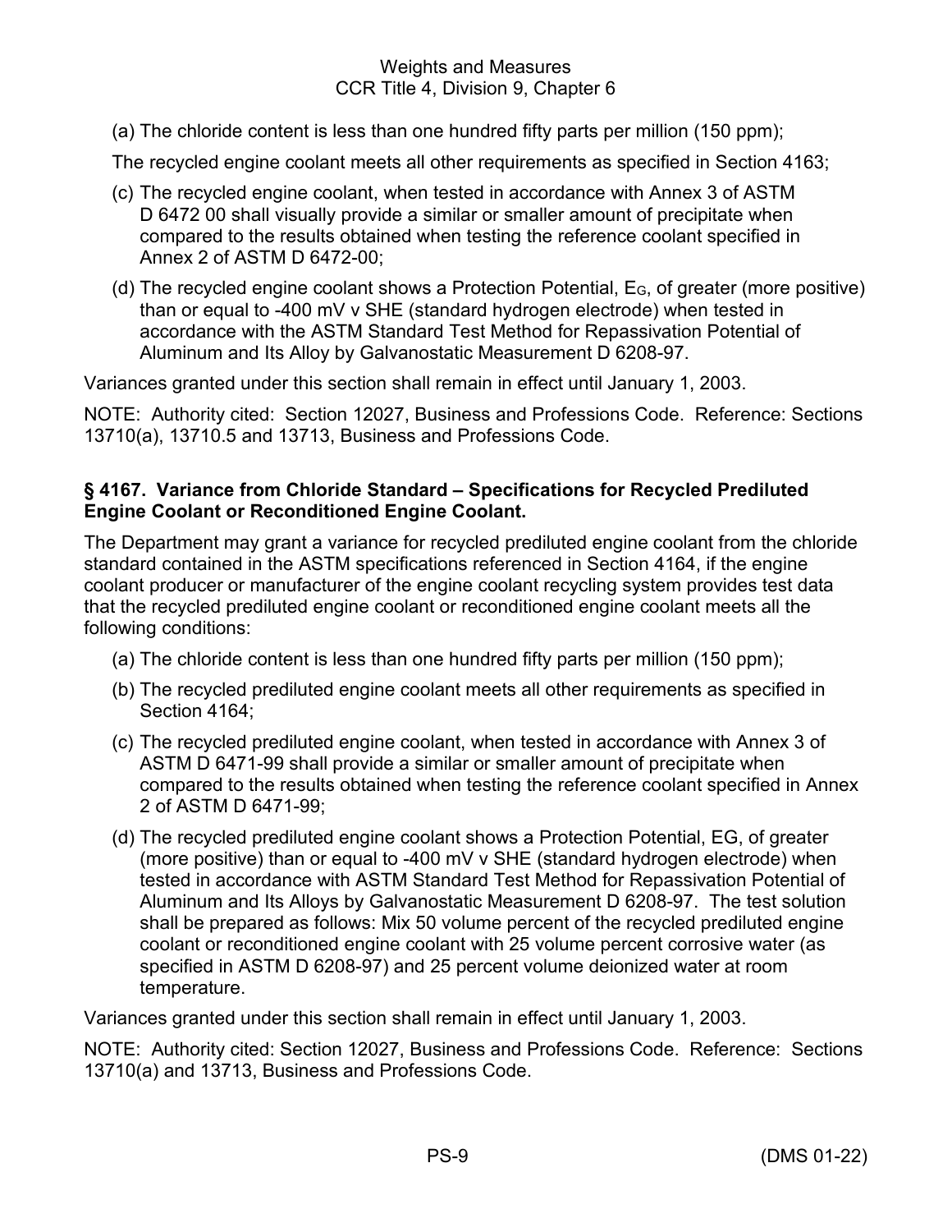(a) The chloride content is less than one hundred fifty parts per million (150 ppm);

The recycled engine coolant meets all other requirements as specified in Section 4163;

(c) The recycled engine coolant, when tested in accordance with Annex 3 of ASTM D 6472 00 shall visually provide a similar or smaller amount of precipitate when compared to the results obtained when testing the reference coolant specified in Annex 2 of ASTM D 6472-00;

(d) The recycled engine coolant shows a Protection Potential, $E_G$, of greater (more positive) than or equal to -400 mV v SHE (standard hydrogen electrode) when tested in accordance with the ASTM Standard Test Method for Repassivation Potential of Aluminum and Its Alloy by Galvanostatic Measurement D 6208-97.

Variances granted under this section shall remain in effect until January 1, 2003.

NOTE: Authority cited: Section 12027, Business and Professions Code. Reference: Sections 13710(a), 13710.5 and 13713, Business and Professions Code.

### § 4167. Variance from Chloride Standard – Specifications for Recycled Prediluted Engine Coolant or Reconditioned Engine Coolant.

The Department may grant a variance for recycled prediluted engine coolant from the chloride standard contained in the ASTM specifications referenced in Section 4164, if the engine coolant producer or manufacturer of the engine coolant recycling system provides test data that the recycled prediluted engine coolant or reconditioned engine coolant meets all the following conditions:

(a) The chloride content is less than one hundred fifty parts per million (150 ppm);

(b) The recycled prediluted engine coolant meets all other requirements as specified in Section 4164;

(c) The recycled prediluted engine coolant, when tested in accordance with Annex 3 of ASTM D 6471-99 shall provide a similar or smaller amount of precipitate when compared to the results obtained when testing the reference coolant specified in Annex 2 of ASTM D 6471-99;

(d) The recycled prediluted engine coolant shows a Protection Potential, EG, of greater (more positive) than or equal to -400 mV v SHE (standard hydrogen electrode) when tested in accordance with ASTM Standard Test Method for Repassivation Potential of Aluminum and Its Alloys by Galvanostatic Measurement D 6208-97. The test solution shall be prepared as follows: Mix 50 volume percent of the recycled prediluted engine coolant or reconditioned engine coolant with 25 volume percent corrosive water (as specified in ASTM D 6208-97) and 25 percent volume deionized water at room temperature.

Variances granted under this section shall remain in effect until January 1, 2003.

NOTE: Authority cited: Section 12027, Business and Professions Code. Reference: Sections 13710(a) and 13713, Business and Professions Code.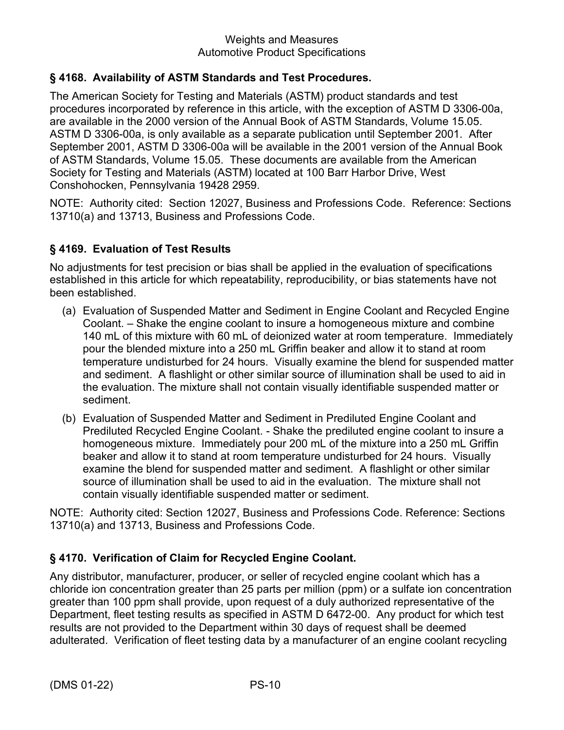## § 4168. Availability of ASTM Standards and Test Procedures.

The American Society for Testing and Materials (ASTM) product standards and test procedures incorporated by reference in this article, with the exception of ASTM D 3306-00a, are available in the 2000 version of the Annual Book of ASTM Standards, Volume 15.05. ASTM D 3306-00a, is only available as a separate publication until September 2001. After September 2001, ASTM D 3306-00a will be available in the 2001 version of the Annual Book of ASTM Standards, Volume 15.05. These documents are available from the American Society for Testing and Materials (ASTM) located at 100 Barr Harbor Drive, West Conshohocken, Pennsylvania 19428 2959.

NOTE: Authority cited: Section 12027, Business and Professions Code. Reference: Sections 13710(a) and 13713, Business and Professions Code.

## § 4169. Evaluation of Test Results

No adjustments for test precision or bias shall be applied in the evaluation of specifications established in this article for which repeatability, reproducibility, or bias statements have not been established.

(a) Evaluation of Suspended Matter and Sediment in Engine Coolant and Recycled Engine Coolant. – Shake the engine coolant to insure a homogeneous mixture and combine 140 mL of this mixture with 60 mL of deionized water at room temperature. Immediately pour the blended mixture into a 250 mL Griffin beaker and allow it to stand at room temperature undisturbed for 24 hours. Visually examine the blend for suspended matter and sediment. A flashlight or other similar source of illumination shall be used to aid in the evaluation. The mixture shall not contain visually identifiable suspended matter or sediment.

(b) Evaluation of Suspended Matter and Sediment in Prediluted Engine Coolant and Prediluted Recycled Engine Coolant. - Shake the prediluted engine coolant to insure a homogeneous mixture. Immediately pour 200 mL of the mixture into a 250 mL Griffin beaker and allow it to stand at room temperature undisturbed for 24 hours. Visually examine the blend for suspended matter and sediment. A flashlight or other similar source of illumination shall be used to aid in the evaluation. The mixture shall not contain visually identifiable suspended matter or sediment.

NOTE: Authority cited: Section 12027, Business and Professions Code. Reference: Sections 13710(a) and 13713, Business and Professions Code.

## § 4170. Verification of Claim for Recycled Engine Coolant.

Any distributor, manufacturer, producer, or seller of recycled engine coolant which has a chloride ion concentration greater than 25 parts per million (ppm) or a sulfate ion concentration greater than 100 ppm shall provide, upon request of a duly authorized representative of the Department, fleet testing results as specified in ASTM D 6472-00. Any product for which test results are not provided to the Department within 30 days of request shall be deemed adulterated. Verification of fleet testing data by a manufacturer of an engine coolant recycling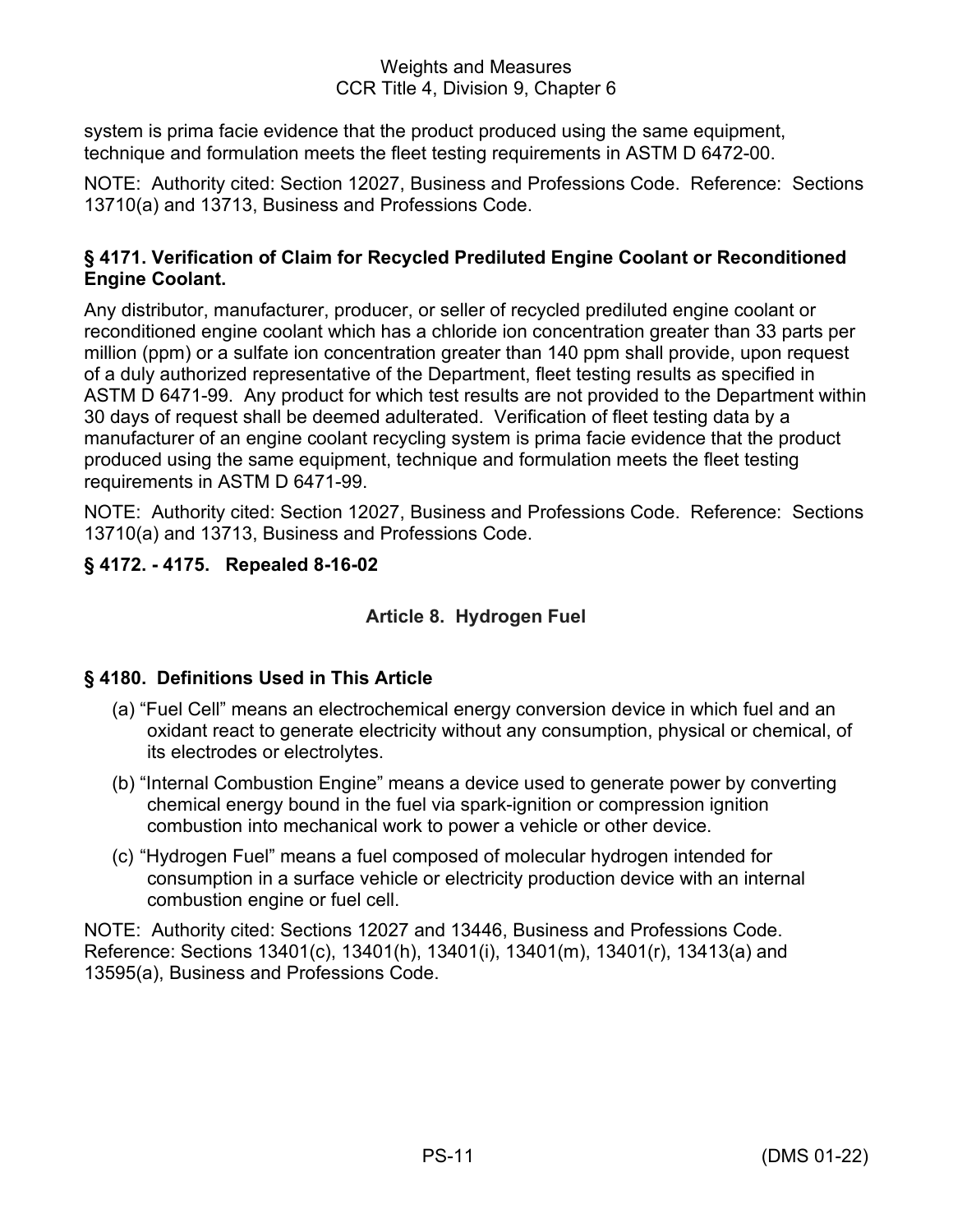system is prima facie evidence that the product produced using the same equipment, technique and formulation meets the fleet testing requirements in ASTM D 6472-00.

NOTE: Authority cited: Section 12027, Business and Professions Code. Reference: Sections 13710(a) and 13713, Business and Professions Code.

### § 4171. Verification of Claim for Recycled Prediluted Engine Coolant or Reconditioned Engine Coolant.

Any distributor, manufacturer, producer, or seller of recycled prediluted engine coolant or reconditioned engine coolant which has a chloride ion concentration greater than 33 parts per million (ppm) or a sulfate ion concentration greater than 140 ppm shall provide, upon request of a duly authorized representative of the Department, fleet testing results as specified in ASTM D 6471-99. Any product for which test results are not provided to the Department within 30 days of request shall be deemed adulterated. Verification of fleet testing data by a manufacturer of an engine coolant recycling system is prima facie evidence that the product produced using the same equipment, technique and formulation meets the fleet testing requirements in ASTM D 6471-99.

NOTE: Authority cited: Section 12027, Business and Professions Code. Reference: Sections 13710(a) and 13713, Business and Professions Code.

### § 4172. - 4175. Repealed 8-16-02

## Article 8. Hydrogen Fuel

### § 4180. Definitions Used in This Article

(a) “Fuel Cell” means an electrochemical energy conversion device in which fuel and an oxidant react to generate electricity without any consumption, physical or chemical, of its electrodes or electrolytes.

(b) “Internal Combustion Engine” means a device used to generate power by converting chemical energy bound in the fuel via spark-ignition or compression ignition combustion into mechanical work to power a vehicle or other device.

(c) “Hydrogen Fuel” means a fuel composed of molecular hydrogen intended for consumption in a surface vehicle or electricity production device with an internal combustion engine or fuel cell.

NOTE: Authority cited: Sections 12027 and 13446, Business and Professions Code. Reference: Sections 13401(c), 13401(h), 13401(i), 13401(m), 13401(r), 13413(a) and 13595(a), Business and Professions Code.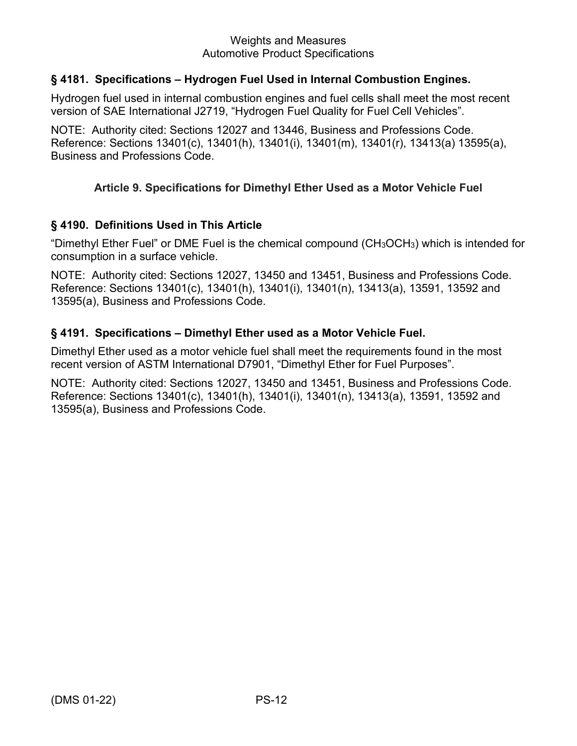## § 4181. Specifications – Hydrogen Fuel Used in Internal Combustion Engines.

Hydrogen fuel used in internal combustion engines and fuel cells shall meet the most recent version of SAE International J2719, "Hydrogen Fuel Quality for Fuel Cell Vehicles".

NOTE: Authority cited: Sections 12027 and 13446, Business and Professions Code. Reference: Sections 13401(c), 13401(h), 13401(i), 13401(m), 13401(r), 13413(a) 13595(a), Business and Professions Code.

### Article 9. Specifications for Dimethyl Ether Used as a Motor Vehicle Fuel

## § 4190. Definitions Used in This Article

"Dimethyl Ether Fuel" or DME Fuel is the chemical compound ($CH_3OCH_3$) which is intended for consumption in a surface vehicle.

NOTE: Authority cited: Sections 12027, 13450 and 13451, Business and Professions Code. Reference: Sections 13401(c), 13401(h), 13401(i), 13401(n), 13413(a), 13591, 13592 and 13595(a), Business and Professions Code.

## § 4191. Specifications – Dimethyl Ether used as a Motor Vehicle Fuel.

Dimethyl Ether used as a motor vehicle fuel shall meet the requirements found in the most recent version of ASTM International D7901, "Dimethyl Ether for Fuel Purposes".

NOTE: Authority cited: Sections 12027, 13450 and 13451, Business and Professions Code. Reference: Sections 13401(c), 13401(h), 13401(i), 13401(n), 13413(a), 13591, 13592 and 13595(a), Business and Professions Code.